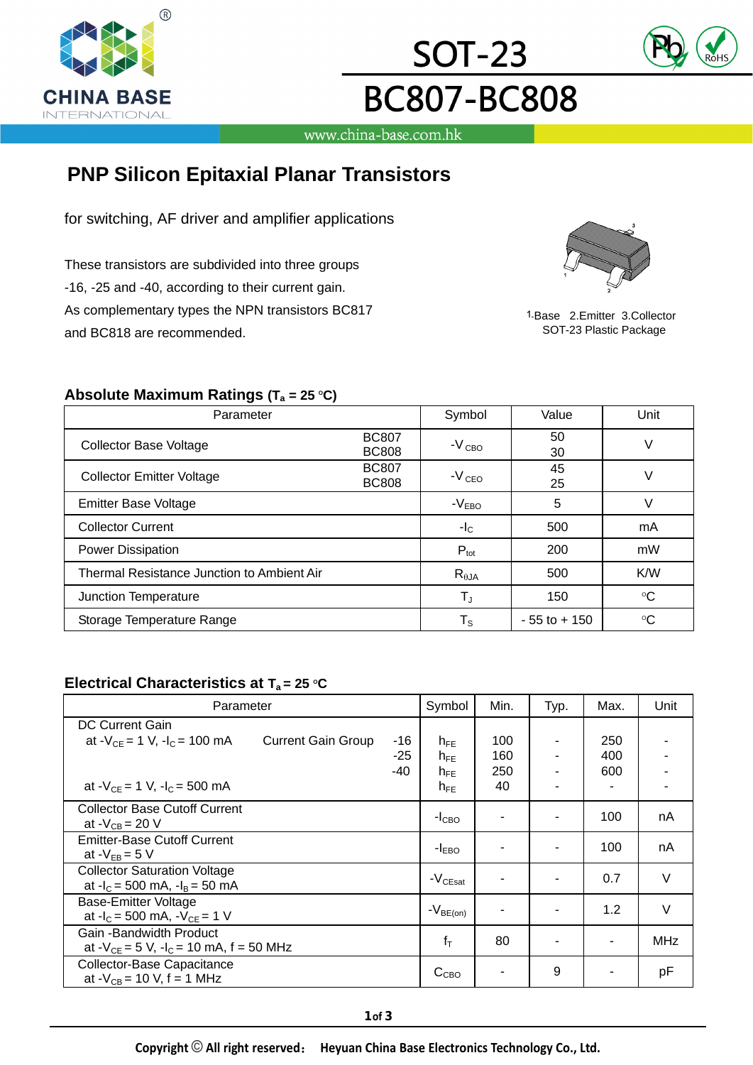# SOT-23

# BC807-BC808

## PNP Silicon Epitaxial Planar Transistors

for switching, AF driver and amplifier applications

These transistors are subdivided into three groups -16, -25 and -40, according to their current gain. As complementary types the NPN transistors BC817 and BC818 are recommended.

1-Base 2.Emitter 3.Collector
SOT-23 Plastic Package

### Absolute Maximum Ratings ($T_a$ = 25 °C)

| Parameter | | Symbol | Value | Unit |
|---|---|---|---|---|
| Collector Base Voltage | BC807<br>BC808 | $-V_{CBO}$ | 50<br>30 | V |
| Collector Emitter Voltage | BC807<br>BC808 | $-V_{CEO}$ | 45<br>25 | V |
| Emitter Base Voltage | | $-V_{EBO}$ | 5 | V |
| Collector Current | | $-I_C$ | 500 | mA |
| Power Dissipation | | $P_{tot}$ | 200 | mW |
| Thermal Resistance Junction to Ambient Air | | $R_{\theta JA}$ | 500 | K/W |
| Junction Temperature | | $T_J$ | 150 | °C |
| Storage Temperature Range | | $T_S$ | - 55 to + 150 | °C |

### Electrical Characteristics at $T_a$ = 25 °C

| Parameter | | Symbol | Min. | Typ. | Max. | Unit |
|---|---|---|---|---|---|---|
| DC Current Gain<br>at $-V_{CE}$ = 1 V, $-I_C$ = 100 mA &nbsp; Current Gain Group | -16<br>-25<br>-40 | $h_{FE}$<br>$h_{FE}$<br>$h_{FE}$ | 100<br>160<br>250 | -<br>-<br>- | 250<br>400<br>600 | -<br>-<br>- |
| at $-V_{CE}$ = 1 V, $-I_C$ = 500 mA | | $h_{FE}$ | 40 | - | - | - |
| Collector Base Cutoff Current<br>at $-V_{CB}$ = 20 V | | $-I_{CBO}$ | - | - | 100 | nA |
| Emitter-Base Cutoff Current<br>at $-V_{EB}$ = 5 V | | $-I_{EBO}$ | - | - | 100 | nA |
| Collector Saturation Voltage<br>at $-I_C$ = 500 mA, $-I_B$ = 50 mA | | $-V_{CEsat}$ | - | - | 0.7 | V |
| Base-Emitter Voltage<br>at $-I_C$ = 500 mA, $-V_{CE}$ = 1 V | | $-V_{BE(on)}$ | - | - | 1.2 | V |
| Gain -Bandwidth Product<br>at $-V_{CE}$ = 5 V, $-I_C$ = 10 mA, f = 50 MHz | | $f_T$ | 80 | - | - | MHz |
| Collector-Base Capacitance<br>at $-V_{CB}$ = 10 V, f = 1 MHz | | $C_{CBO}$ | - | 9 | - | pF |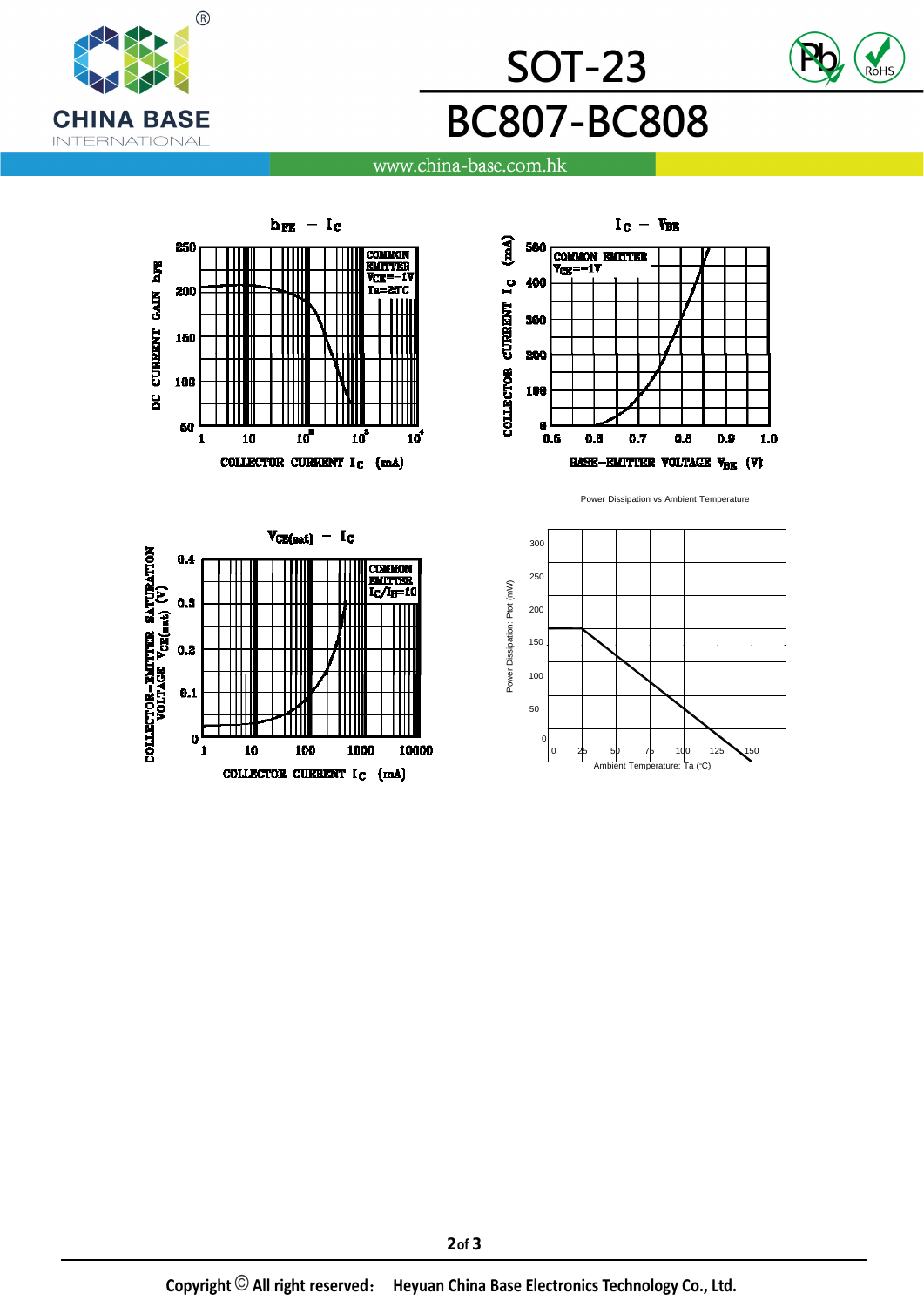# SOT-23

# BC807-BC808

www.china-base.com.hk

**$h_{FE}$ — $I_C$**

COMMON EMITTER
$V_{CE}$=−1V
Ta=25°C

DC CURRENT GAIN $h_{FE}$

COLLECTOR CURRENT $I_C$ (mA)

**$I_C$ — $V_{BE}$**

COMMON EMITTER
$V_{CE}$=−1V

COLLECTOR CURRENT $I_C$ (mA)

BASE-EMITTER VOLTAGE $V_{BE}$ (V)

**$V_{CE(sat)}$ — $I_C$**

COMMON EMITTER
$I_C/I_B$=10

COLLECTOR-EMITTER SATURATION VOLTAGE $V_{CE(sat)}$ (V)

COLLECTOR CURRENT $I_C$ (mA)

**Power Dissipation vs Ambient Temperature**

Power Dissipation: Ptot (mW)

Ambient Temperature: Ta (°C)

Copyright © All right reserved: Heyuan China Base Electronics Technology Co., Ltd.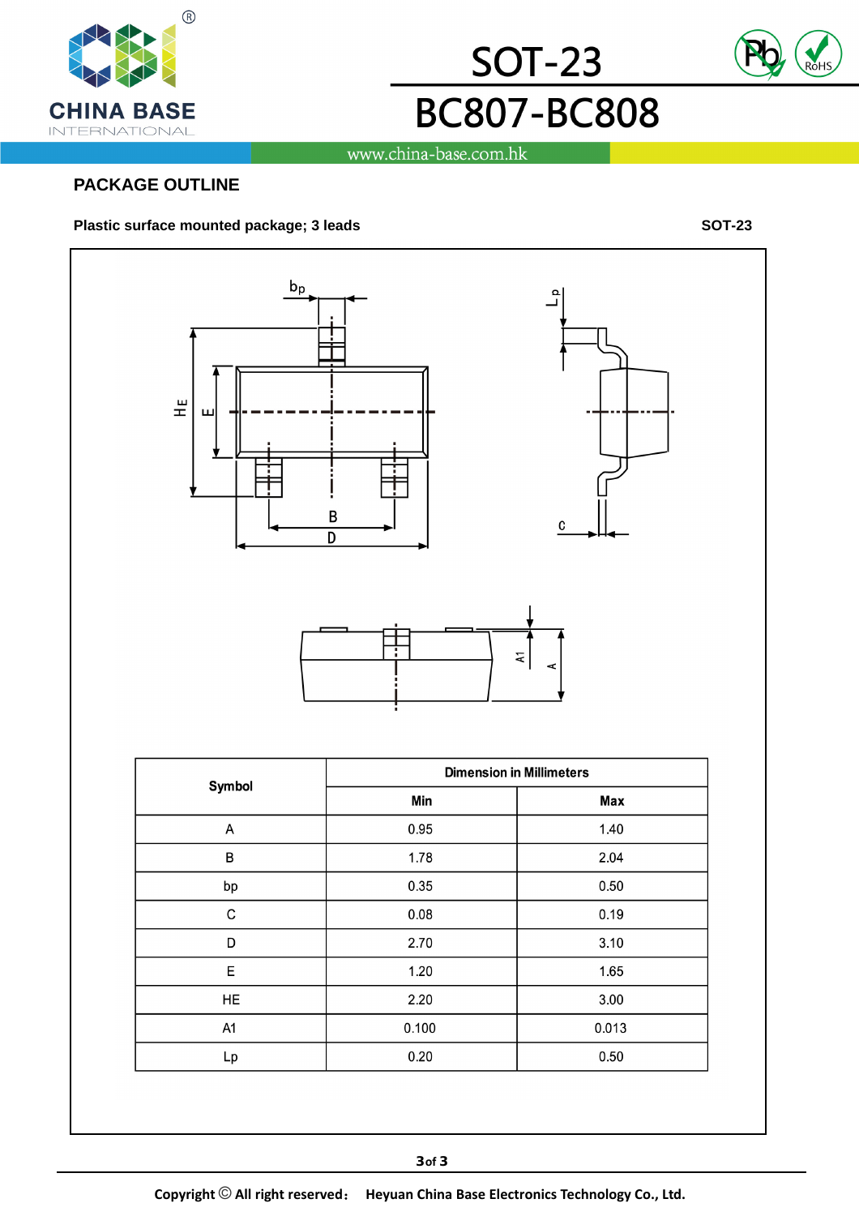# SOT-23

# BC807-BC808

www.china-base.com.hk

## PACKAGE OUTLINE

**Plastic surface mounted package; 3 leads** **SOT-23**

bp
HE
E
B
D
Lp
c
A1
A

| Symbol | Dimension in Millimeters | |
|---|---|---|
| | Min | Max |
| A | 0.95 | 1.40 |
| B | 1.78 | 2.04 |
| bp | 0.35 | 0.50 |
| C | 0.08 | 0.19 |
| D | 2.70 | 3.10 |
| E | 1.20 | 1.65 |
| HE | 2.20 | 3.00 |
| A1 | 0.100 | 0.013 |
| Lp | 0.20 | 0.50 |

Copyright © All right reserved： Heyuan China Base Electronics Technology Co., Ltd.